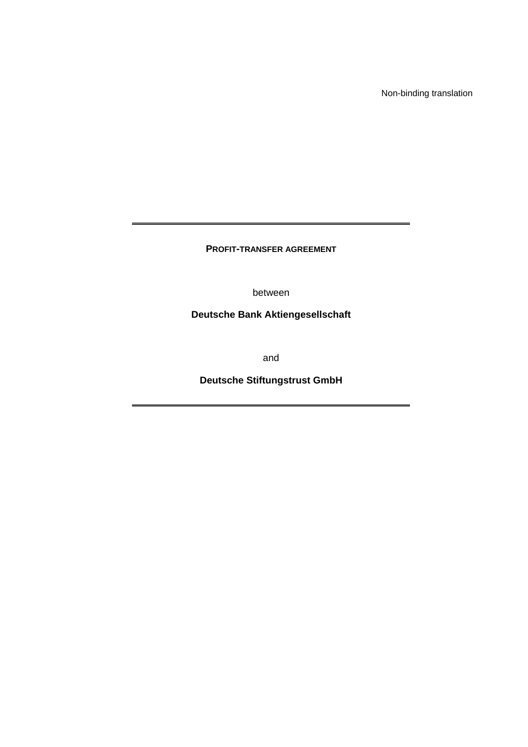Non-binding translation

---

# PROFIT-TRANSFER AGREEMENT

between

**Deutsche Bank Aktiengesellschaft**

and

**Deutsche Stiftungstrust GmbH**

---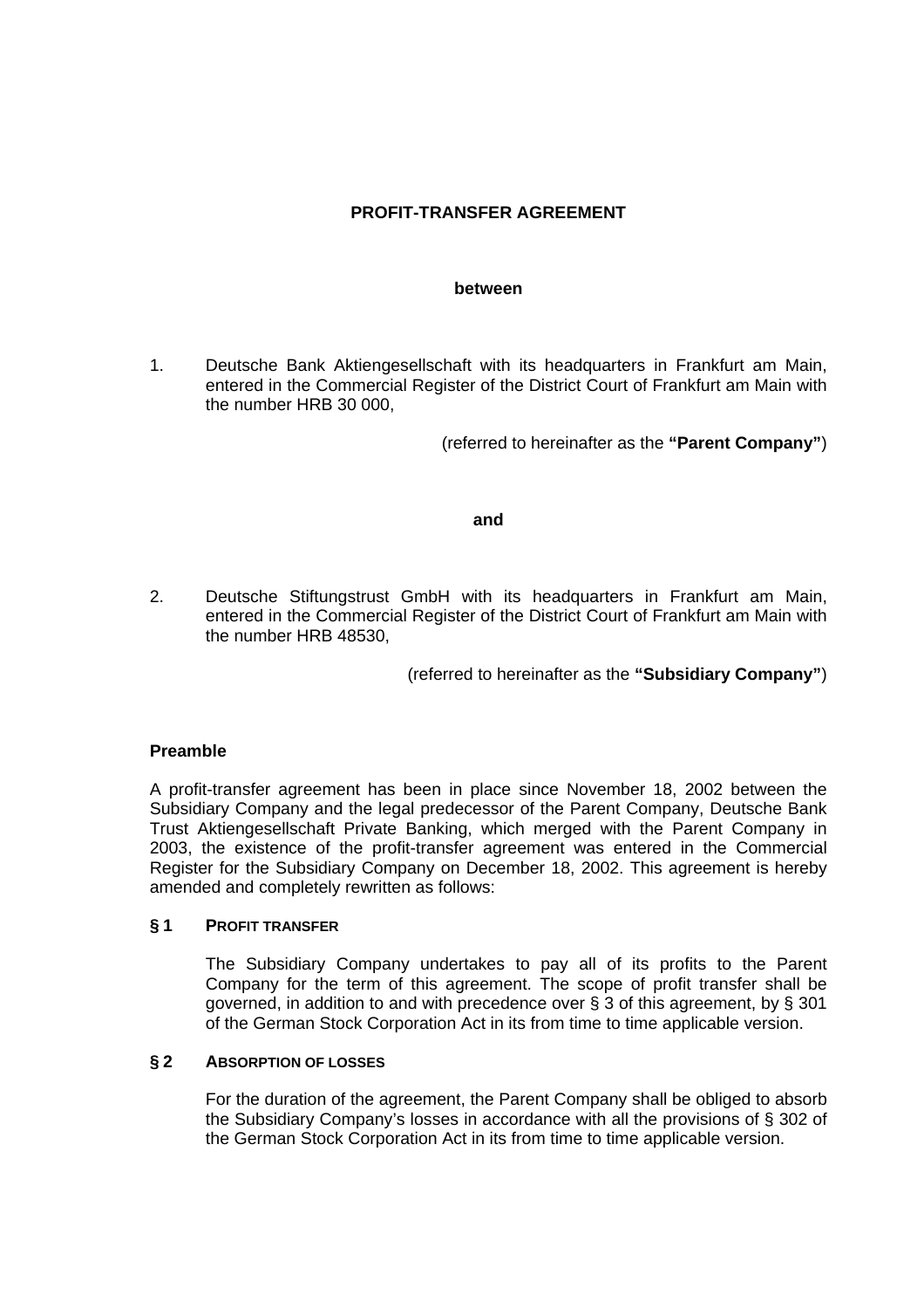**PROFIT-TRANSFER AGREEMENT**

**between**

1. Deutsche Bank Aktiengesellschaft with its headquarters in Frankfurt am Main, entered in the Commercial Register of the District Court of Frankfurt am Main with the number HRB 30 000,

(referred to hereinafter as the **“Parent Company”**)

**and**

2. Deutsche Stiftungstrust GmbH with its headquarters in Frankfurt am Main, entered in the Commercial Register of the District Court of Frankfurt am Main with the number HRB 48530,

(referred to hereinafter as the **“Subsidiary Company”**)

**Preamble**

A profit-transfer agreement has been in place since November 18, 2002 between the Subsidiary Company and the legal predecessor of the Parent Company, Deutsche Bank Trust Aktiengesellschaft Private Banking, which merged with the Parent Company in 2003, the existence of the profit-transfer agreement was entered in the Commercial Register for the Subsidiary Company on December 18, 2002. This agreement is hereby amended and completely rewritten as follows:

**§ 1 PROFIT TRANSFER**

The Subsidiary Company undertakes to pay all of its profits to the Parent Company for the term of this agreement. The scope of profit transfer shall be governed, in addition to and with precedence over § 3 of this agreement, by § 301 of the German Stock Corporation Act in its from time to time applicable version.

**§ 2 ABSORPTION OF LOSSES**

For the duration of the agreement, the Parent Company shall be obliged to absorb the Subsidiary Company’s losses in accordance with all the provisions of § 302 of the German Stock Corporation Act in its from time to time applicable version.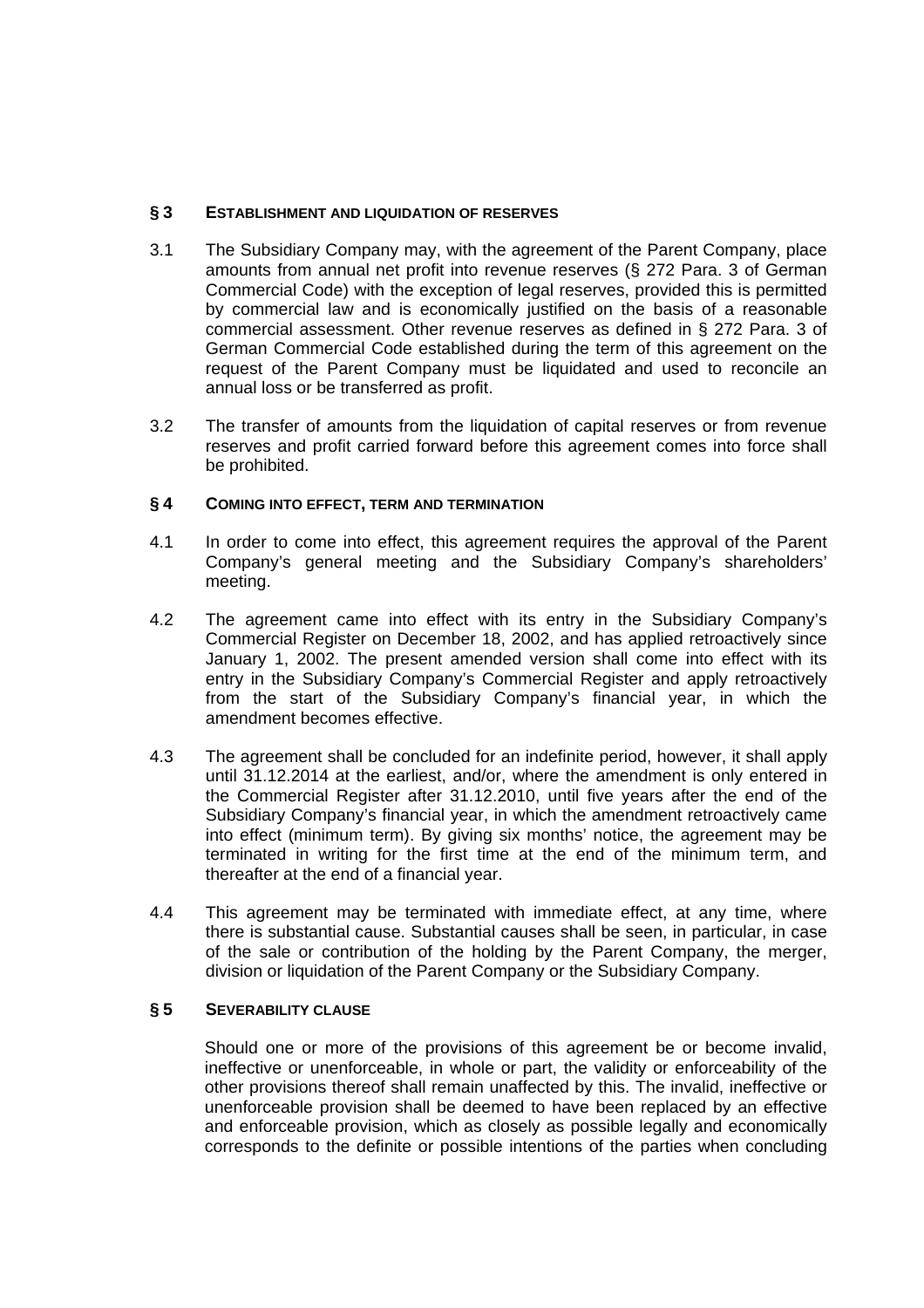## § 3 ESTABLISHMENT AND LIQUIDATION OF RESERVES

3.1 The Subsidiary Company may, with the agreement of the Parent Company, place amounts from annual net profit into revenue reserves (§ 272 Para. 3 of German Commercial Code) with the exception of legal reserves, provided this is permitted by commercial law and is economically justified on the basis of a reasonable commercial assessment. Other revenue reserves as defined in § 272 Para. 3 of German Commercial Code established during the term of this agreement on the request of the Parent Company must be liquidated and used to reconcile an annual loss or be transferred as profit.

3.2 The transfer of amounts from the liquidation of capital reserves or from revenue reserves and profit carried forward before this agreement comes into force shall be prohibited.

## § 4 COMING INTO EFFECT, TERM AND TERMINATION

4.1 In order to come into effect, this agreement requires the approval of the Parent Company's general meeting and the Subsidiary Company's shareholders' meeting.

4.2 The agreement came into effect with its entry in the Subsidiary Company's Commercial Register on December 18, 2002, and has applied retroactively since January 1, 2002. The present amended version shall come into effect with its entry in the Subsidiary Company's Commercial Register and apply retroactively from the start of the Subsidiary Company's financial year, in which the amendment becomes effective.

4.3 The agreement shall be concluded for an indefinite period, however, it shall apply until 31.12.2014 at the earliest, and/or, where the amendment is only entered in the Commercial Register after 31.12.2010, until five years after the end of the Subsidiary Company's financial year, in which the amendment retroactively came into effect (minimum term). By giving six months' notice, the agreement may be terminated in writing for the first time at the end of the minimum term, and thereafter at the end of a financial year.

4.4 This agreement may be terminated with immediate effect, at any time, where there is substantial cause. Substantial causes shall be seen, in particular, in case of the sale or contribution of the holding by the Parent Company, the merger, division or liquidation of the Parent Company or the Subsidiary Company.

## § 5 SEVERABILITY CLAUSE

Should one or more of the provisions of this agreement be or become invalid, ineffective or unenforceable, in whole or part, the validity or enforceability of the other provisions thereof shall remain unaffected by this. The invalid, ineffective or unenforceable provision shall be deemed to have been replaced by an effective and enforceable provision, which as closely as possible legally and economically corresponds to the definite or possible intentions of the parties when concluding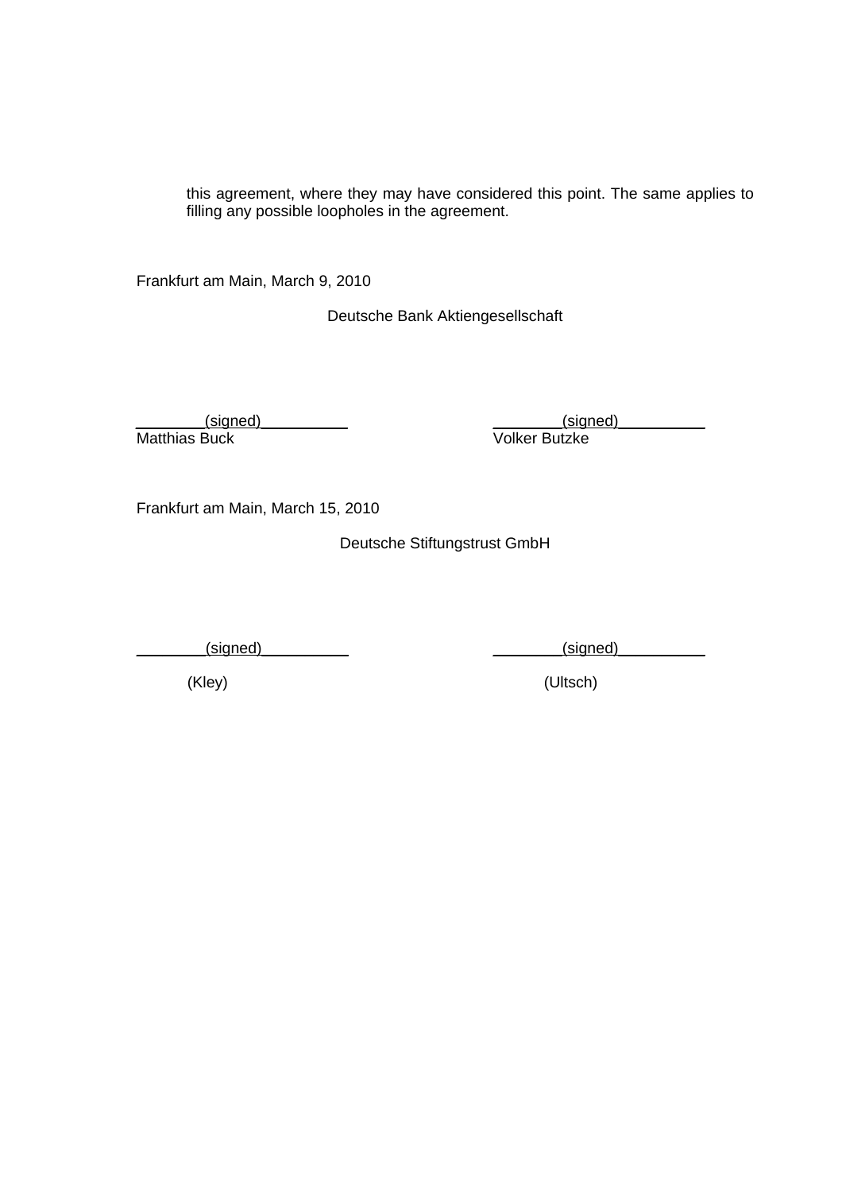this agreement, where they may have considered this point. The same applies to filling any possible loopholes in the agreement.

Frankfurt am Main, March 9, 2010

Deutsche Bank Aktiengesellschaft

| | |
|---|---|
| (signed) | (signed) |
| Matthias Buck | Volker Butzke |

Frankfurt am Main, March 15, 2010

Deutsche Stiftungstrust GmbH

| | |
|---|---|
| (signed) | (signed) |
| (Kley) | (Ultsch) |